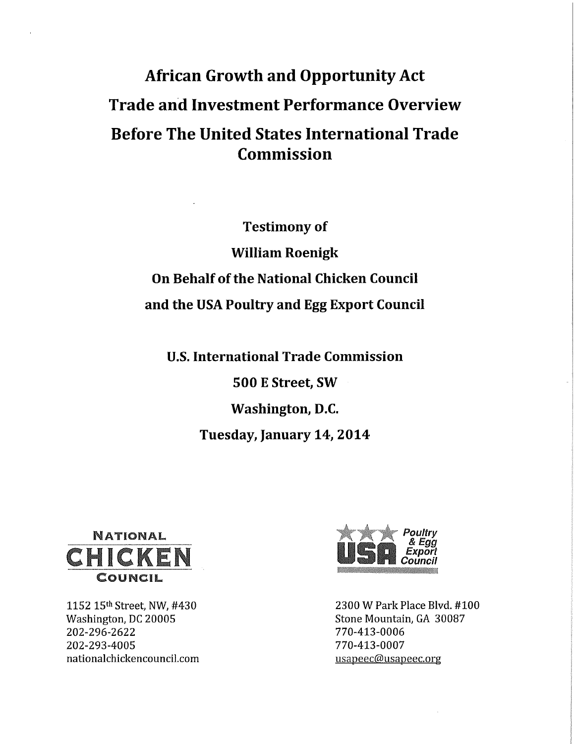# African Growth and Opportunity Act
# Trade and Investment Performance Overview
# Before The United States International Trade Commission

**Testimony of**

**William Roenigk**

**On Behalf of the National Chicken Council**

**and the USA Poultry and Egg Export Council**

**U.S. International Trade Commission**

**500 E Street, SW**

**Washington, D.C.**

**Tuesday, January 14, 2014**

NATIONAL CHICKEN COUNCIL

1152 15th Street, NW, #430
Washington, DC 20005
202-296-2622
202-293-4005
nationalchickencouncil.com

USA Poultry & Egg Export Council

2300 W Park Place Blvd. #100
Stone Mountain, GA 30087
770-413-0006
770-413-0007
usapeec@usapeec.org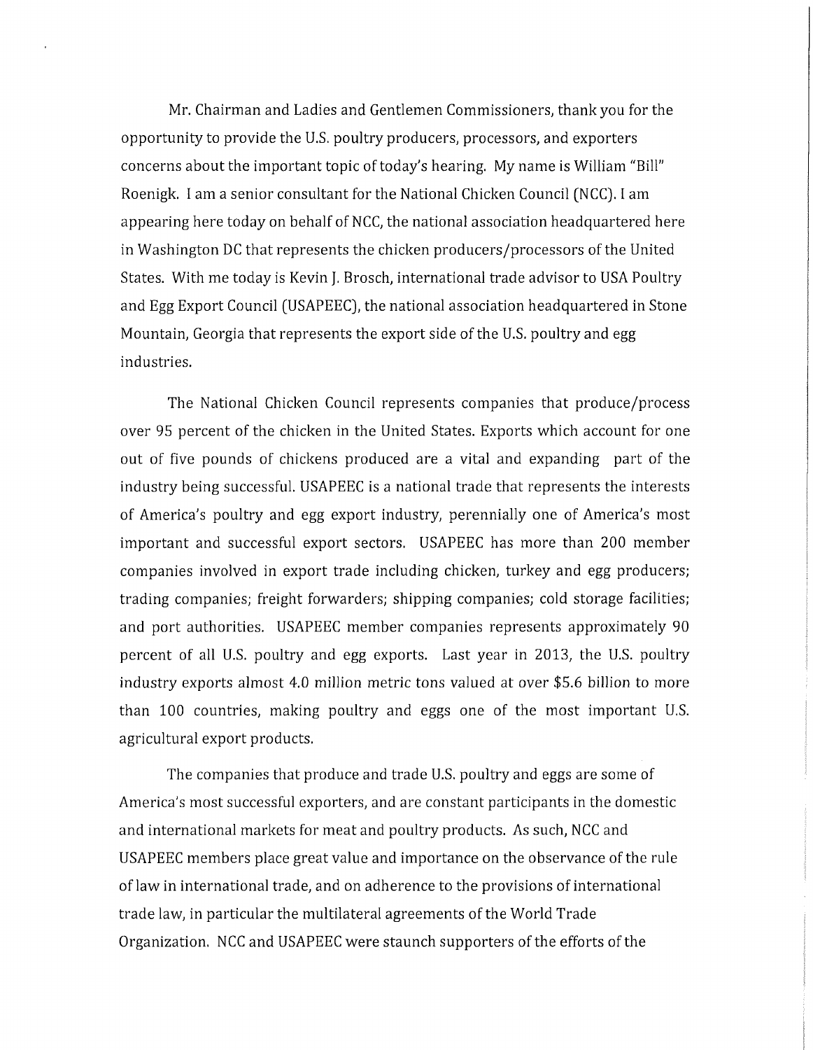Mr. Chairman and Ladies and Gentlemen Commissioners, thank you for the opportunity to provide the U.S. poultry producers, processors, and exporters concerns about the important topic of today's hearing. My name is William "Bill" Roenigk. I am a senior consultant for the National Chicken Council (NCC). I am appearing here today on behalf of NCC, the national association headquartered here in Washington DC that represents the chicken producers/processors of the United States. With me today is Kevin J. Brosch, international trade advisor to USA Poultry and Egg Export Council (USAPEEC), the national association headquartered in Stone Mountain, Georgia that represents the export side of the U.S. poultry and egg industries.

The National Chicken Council represents companies that produce/process over 95 percent of the chicken in the United States. Exports which account for one out of five pounds of chickens produced are a vital and expanding part of the industry being successful. USAPEEC is a national trade that represents the interests of America's poultry and egg export industry, perennially one of America's most important and successful export sectors. USAPEEC has more than 200 member companies involved in export trade including chicken, turkey and egg producers; trading companies; freight forwarders; shipping companies; cold storage facilities; and port authorities. USAPEEC member companies represents approximately 90 percent of all U.S. poultry and egg exports. Last year in 2013, the U.S. poultry industry exports almost 4.0 million metric tons valued at over $5.6 billion to more than 100 countries, making poultry and eggs one of the most important U.S. agricultural export products.

The companies that produce and trade U.S. poultry and eggs are some of America's most successful exporters, and are constant participants in the domestic and international markets for meat and poultry products. As such, NCC and USAPEEC members place great value and importance on the observance of the rule of law in international trade, and on adherence to the provisions of international trade law, in particular the multilateral agreements of the World Trade Organization. NCC and USAPEEC were staunch supporters of the efforts of the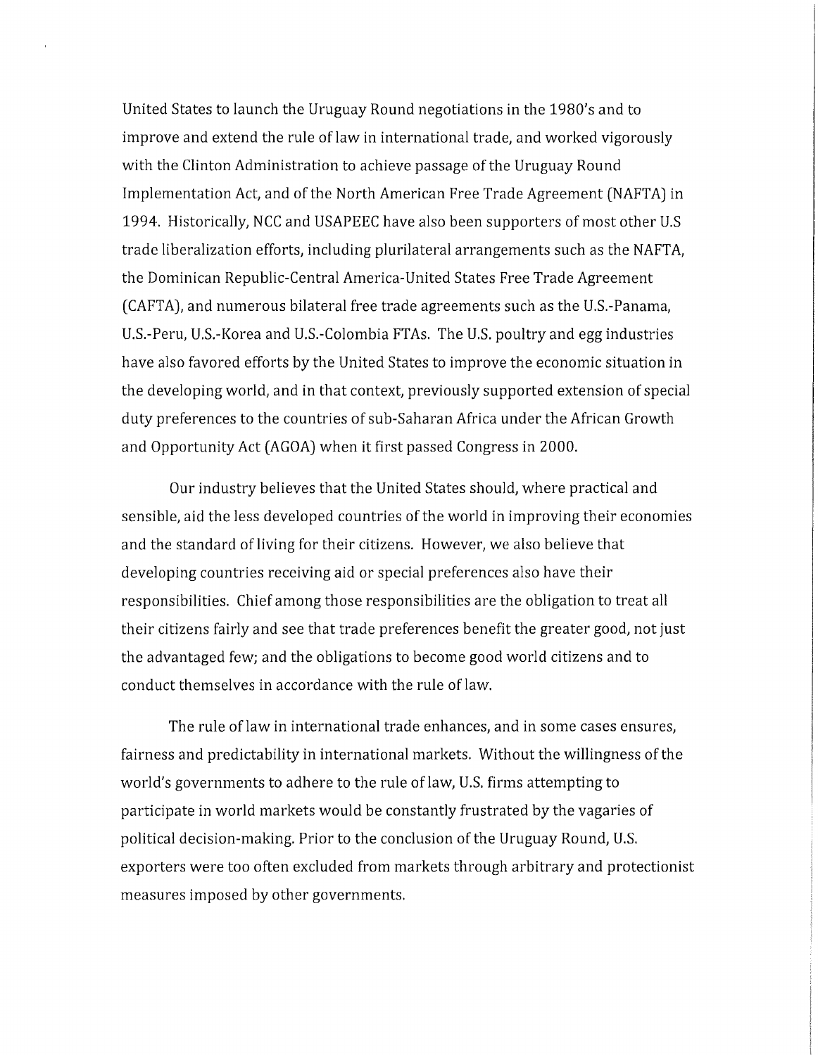United States to launch the Uruguay Round negotiations in the 1980's and to improve and extend the rule of law in international trade, and worked vigorously with the Clinton Administration to achieve passage of the Uruguay Round Implementation Act, and of the North American Free Trade Agreement (NAFTA) in 1994. Historically, NCC and USAPEEC have also been supporters of most other U.S trade liberalization efforts, including plurilateral arrangements such as the NAFTA, the Dominican Republic-Central America-United States Free Trade Agreement (CAFTA), and numerous bilateral free trade agreements such as the U.S.-Panama, U.S.-Peru, U.S.-Korea and U.S.-Colombia FTAs. The U.S. poultry and egg industries have also favored efforts by the United States to improve the economic situation in the developing world, and in that context, previously supported extension of special duty preferences to the countries of sub-Saharan Africa under the African Growth and Opportunity Act (AGOA) when it first passed Congress in 2000.

Our industry believes that the United States should, where practical and sensible, aid the less developed countries of the world in improving their economies and the standard of living for their citizens. However, we also believe that developing countries receiving aid or special preferences also have their responsibilities. Chief among those responsibilities are the obligation to treat all their citizens fairly and see that trade preferences benefit the greater good, not just the advantaged few; and the obligations to become good world citizens and to conduct themselves in accordance with the rule of law.

The rule of law in international trade enhances, and in some cases ensures, fairness and predictability in international markets. Without the willingness of the world's governments to adhere to the rule of law, U.S. firms attempting to participate in world markets would be constantly frustrated by the vagaries of political decision-making. Prior to the conclusion of the Uruguay Round, U.S. exporters were too often excluded from markets through arbitrary and protectionist measures imposed by other governments.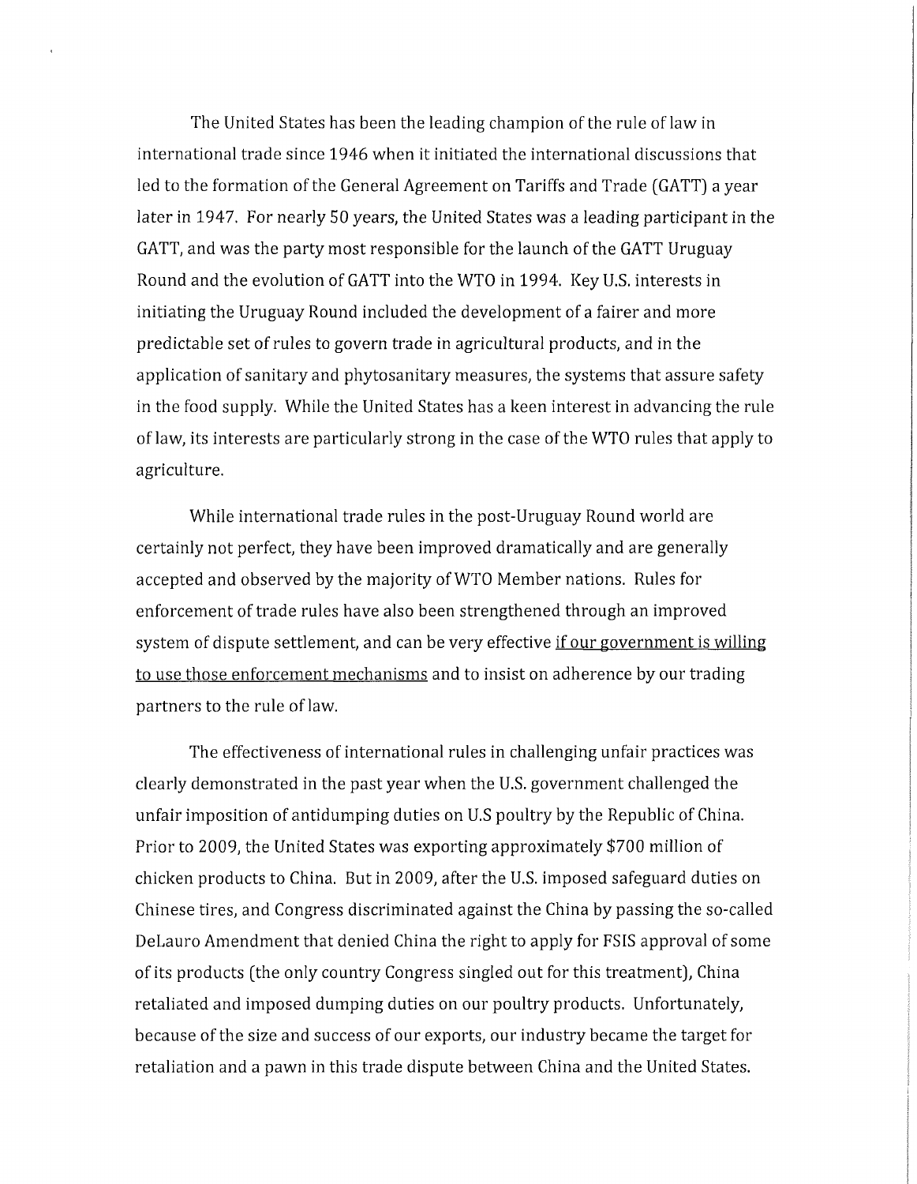The United States has been the leading champion of the rule of law in international trade since 1946 when it initiated the international discussions that led to the formation of the General Agreement on Tariffs and Trade (GATT) a year later in 1947. For nearly 50 years, the United States was a leading participant in the GATT, and was the party most responsible for the launch of the GATT Uruguay Round and the evolution of GATT into the WTO in 1994. Key U.S. interests in initiating the Uruguay Round included the development of a fairer and more predictable set of rules to govern trade in agricultural products, and in the application of sanitary and phytosanitary measures, the systems that assure safety in the food supply. While the United States has a keen interest in advancing the rule of law, its interests are particularly strong in the case of the WTO rules that apply to agriculture.

While international trade rules in the post-Uruguay Round world are certainly not perfect, they have been improved dramatically and are generally accepted and observed by the majority of WTO Member nations. Rules for enforcement of trade rules have also been strengthened through an improved system of dispute settlement, and can be very effective <u>if our government is willing to use those enforcement mechanisms</u> and to insist on adherence by our trading partners to the rule of law.

The effectiveness of international rules in challenging unfair practices was clearly demonstrated in the past year when the U.S. government challenged the unfair imposition of antidumping duties on U.S poultry by the Republic of China. Prior to 2009, the United States was exporting approximately $700 million of chicken products to China. But in 2009, after the U.S. imposed safeguard duties on Chinese tires, and Congress discriminated against the China by passing the so-called DeLauro Amendment that denied China the right to apply for FSIS approval of some of its products (the only country Congress singled out for this treatment), China retaliated and imposed dumping duties on our poultry products. Unfortunately, because of the size and success of our exports, our industry became the target for retaliation and a pawn in this trade dispute between China and the United States.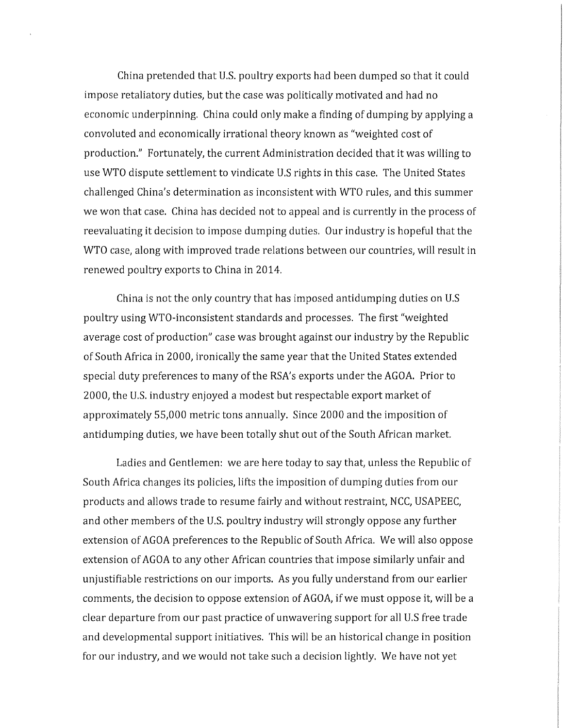China pretended that U.S. poultry exports had been dumped so that it could impose retaliatory duties, but the case was politically motivated and had no economic underpinning. China could only make a finding of dumping by applying a convoluted and economically irrational theory known as "weighted cost of production." Fortunately, the current Administration decided that it was willing to use WTO dispute settlement to vindicate U.S rights in this case. The United States challenged China's determination as inconsistent with WTO rules, and this summer we won that case. China has decided not to appeal and is currently in the process of reevaluating it decision to impose dumping duties. Our industry is hopeful that the WTO case, along with improved trade relations between our countries, will result in renewed poultry exports to China in 2014.

China is not the only country that has imposed antidumping duties on U.S poultry using WTO-inconsistent standards and processes. The first "weighted average cost of production" case was brought against our industry by the Republic of South Africa in 2000, ironically the same year that the United States extended special duty preferences to many of the RSA's exports under the AGOA. Prior to 2000, the U.S. industry enjoyed a modest but respectable export market of approximately 55,000 metric tons annually. Since 2000 and the imposition of antidumping duties, we have been totally shut out of the South African market.

Ladies and Gentlemen: we are here today to say that, unless the Republic of South Africa changes its policies, lifts the imposition of dumping duties from our products and allows trade to resume fairly and without restraint, NCC, USAPEEC, and other members of the U.S. poultry industry will strongly oppose any further extension of AGOA preferences to the Republic of South Africa. We will also oppose extension of AGOA to any other African countries that impose similarly unfair and unjustifiable restrictions on our imports. As you fully understand from our earlier comments, the decision to oppose extension of AGOA, if we must oppose it, will be a clear departure from our past practice of unwavering support for all U.S free trade and developmental support initiatives. This will be an historical change in position for our industry, and we would not take such a decision lightly. We have not yet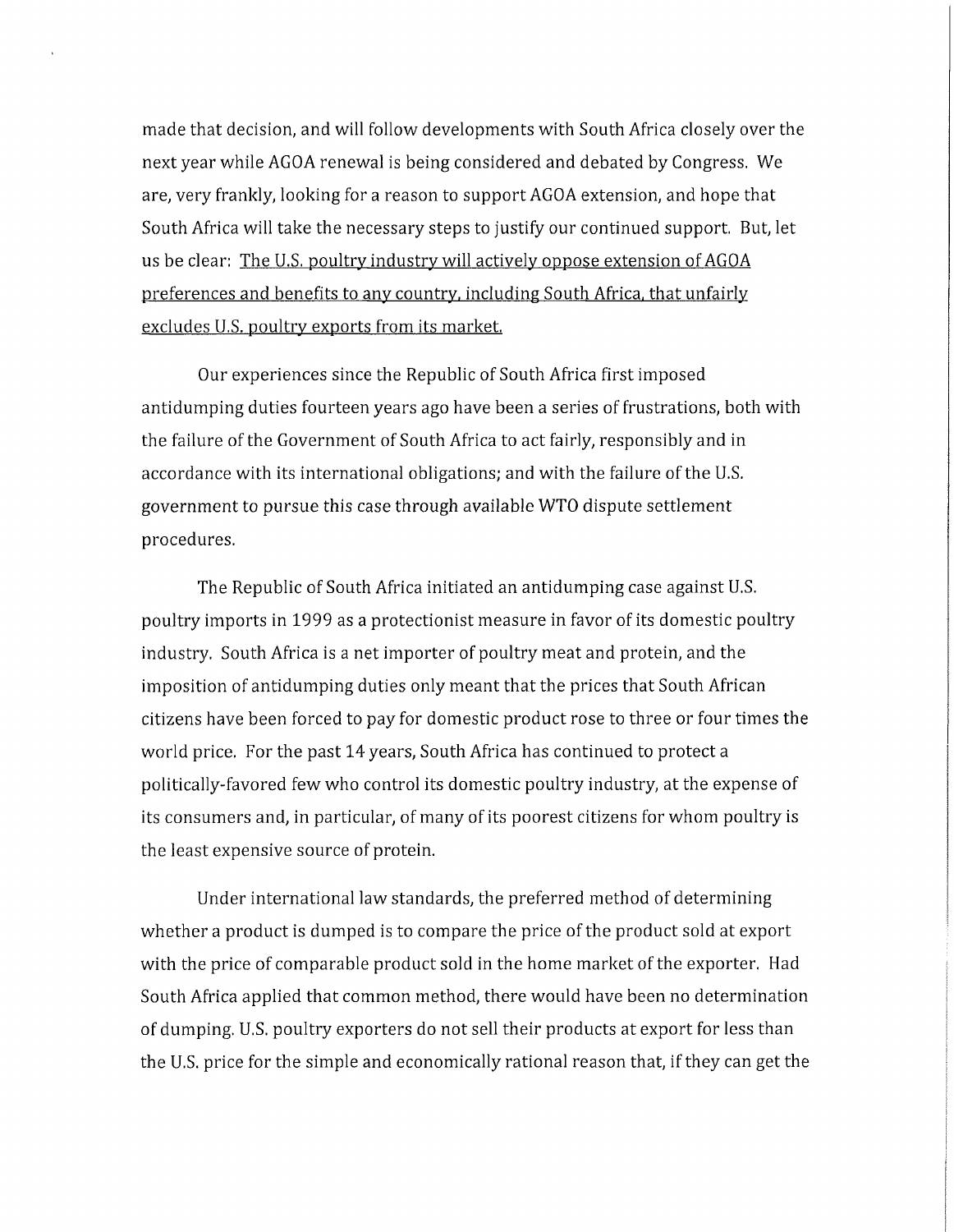made that decision, and will follow developments with South Africa closely over the next year while AGOA renewal is being considered and debated by Congress. We are, very frankly, looking for a reason to support AGOA extension, and hope that South Africa will take the necessary steps to justify our continued support. But, let us be clear: <u>The U.S. poultry industry will actively oppose extension of AGOA preferences and benefits to any country, including South Africa, that unfairly excludes U.S. poultry exports from its market.</u>

Our experiences since the Republic of South Africa first imposed antidumping duties fourteen years ago have been a series of frustrations, both with the failure of the Government of South Africa to act fairly, responsibly and in accordance with its international obligations; and with the failure of the U.S. government to pursue this case through available WTO dispute settlement procedures.

The Republic of South Africa initiated an antidumping case against U.S. poultry imports in 1999 as a protectionist measure in favor of its domestic poultry industry. South Africa is a net importer of poultry meat and protein, and the imposition of antidumping duties only meant that the prices that South African citizens have been forced to pay for domestic product rose to three or four times the world price. For the past 14 years, South Africa has continued to protect a politically-favored few who control its domestic poultry industry, at the expense of its consumers and, in particular, of many of its poorest citizens for whom poultry is the least expensive source of protein.

Under international law standards, the preferred method of determining whether a product is dumped is to compare the price of the product sold at export with the price of comparable product sold in the home market of the exporter. Had South Africa applied that common method, there would have been no determination of dumping. U.S. poultry exporters do not sell their products at export for less than the U.S. price for the simple and economically rational reason that, if they can get the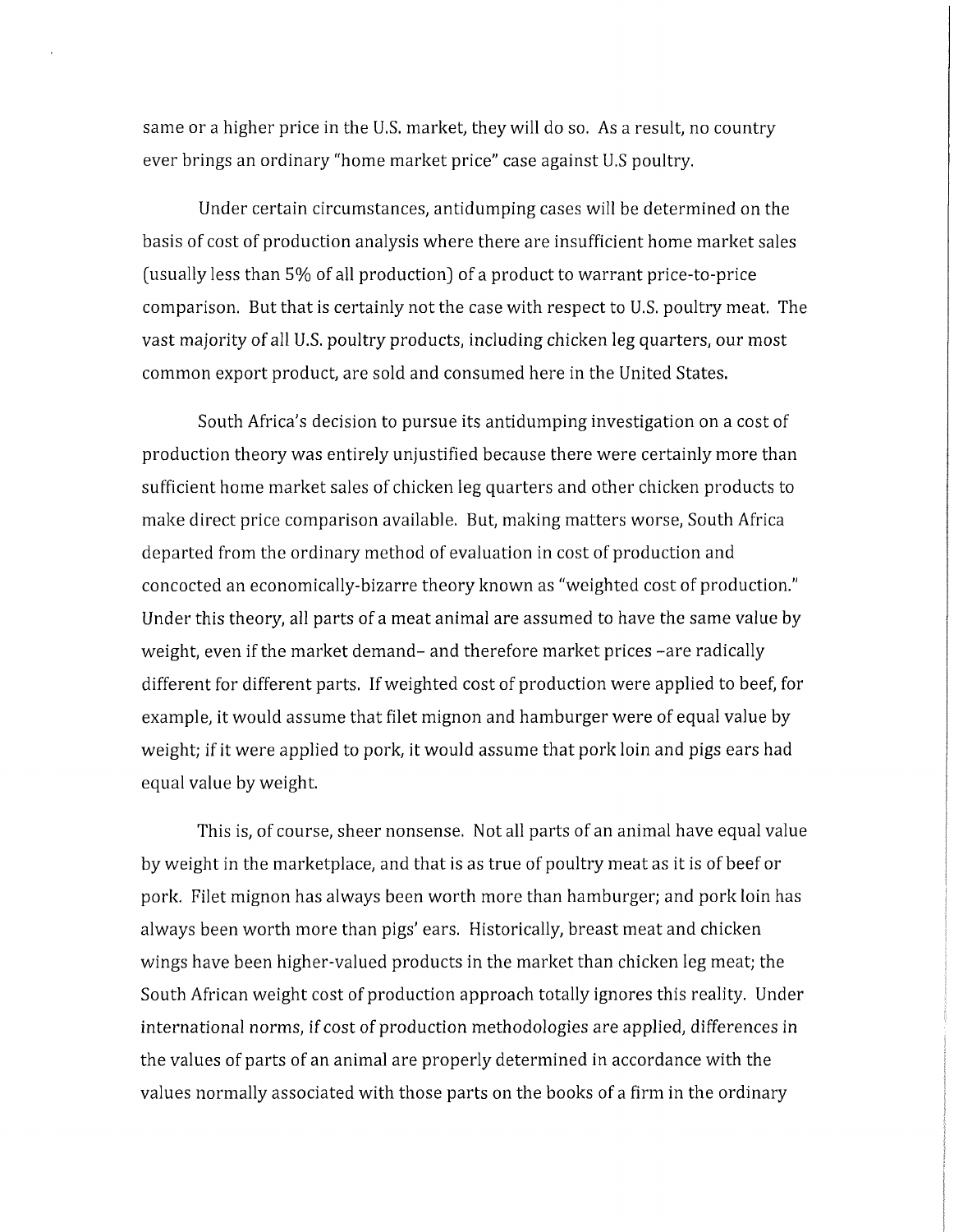same or a higher price in the U.S. market, they will do so. As a result, no country ever brings an ordinary "home market price" case against U.S poultry.

Under certain circumstances, antidumping cases will be determined on the basis of cost of production analysis where there are insufficient home market sales (usually less than 5% of all production) of a product to warrant price-to-price comparison. But that is certainly not the case with respect to U.S. poultry meat. The vast majority of all U.S. poultry products, including chicken leg quarters, our most common export product, are sold and consumed here in the United States.

South Africa's decision to pursue its antidumping investigation on a cost of production theory was entirely unjustified because there were certainly more than sufficient home market sales of chicken leg quarters and other chicken products to make direct price comparison available. But, making matters worse, South Africa departed from the ordinary method of evaluation in cost of production and concocted an economically-bizarre theory known as "weighted cost of production." Under this theory, all parts of a meat animal are assumed to have the same value by weight, even if the market demand– and therefore market prices –are radically different for different parts. If weighted cost of production were applied to beef, for example, it would assume that filet mignon and hamburger were of equal value by weight; if it were applied to pork, it would assume that pork loin and pigs ears had equal value by weight.

This is, of course, sheer nonsense. Not all parts of an animal have equal value by weight in the marketplace, and that is as true of poultry meat as it is of beef or pork. Filet mignon has always been worth more than hamburger; and pork loin has always been worth more than pigs' ears. Historically, breast meat and chicken wings have been higher-valued products in the market than chicken leg meat; the South African weight cost of production approach totally ignores this reality. Under international norms, if cost of production methodologies are applied, differences in the values of parts of an animal are properly determined in accordance with the values normally associated with those parts on the books of a firm in the ordinary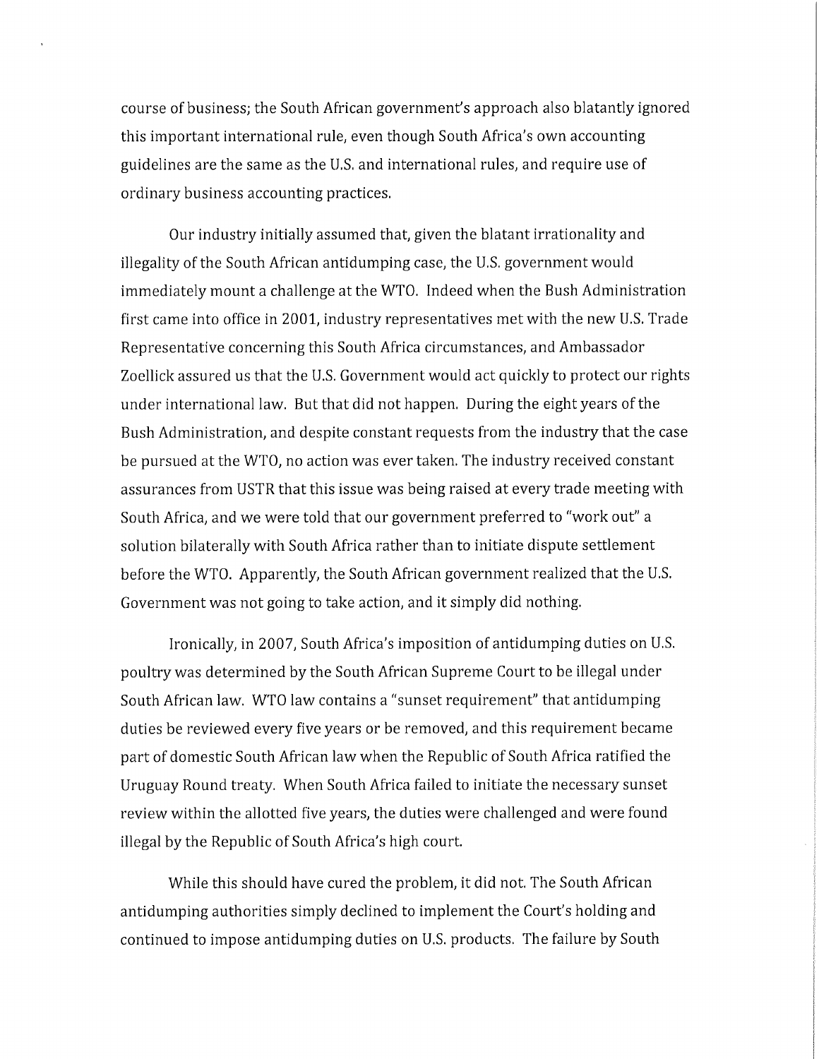course of business; the South African government's approach also blatantly ignored this important international rule, even though South Africa's own accounting guidelines are the same as the U.S. and international rules, and require use of ordinary business accounting practices.

Our industry initially assumed that, given the blatant irrationality and illegality of the South African antidumping case, the U.S. government would immediately mount a challenge at the WTO. Indeed when the Bush Administration first came into office in 2001, industry representatives met with the new U.S. Trade Representative concerning this South Africa circumstances, and Ambassador Zoellick assured us that the U.S. Government would act quickly to protect our rights under international law. But that did not happen. During the eight years of the Bush Administration, and despite constant requests from the industry that the case be pursued at the WTO, no action was ever taken. The industry received constant assurances from USTR that this issue was being raised at every trade meeting with South Africa, and we were told that our government preferred to "work out" a solution bilaterally with South Africa rather than to initiate dispute settlement before the WTO. Apparently, the South African government realized that the U.S. Government was not going to take action, and it simply did nothing.

Ironically, in 2007, South Africa's imposition of antidumping duties on U.S. poultry was determined by the South African Supreme Court to be illegal under South African law. WTO law contains a "sunset requirement" that antidumping duties be reviewed every five years or be removed, and this requirement became part of domestic South African law when the Republic of South Africa ratified the Uruguay Round treaty. When South Africa failed to initiate the necessary sunset review within the allotted five years, the duties were challenged and were found illegal by the Republic of South Africa's high court.

While this should have cured the problem, it did not. The South African antidumping authorities simply declined to implement the Court's holding and continued to impose antidumping duties on U.S. products. The failure by South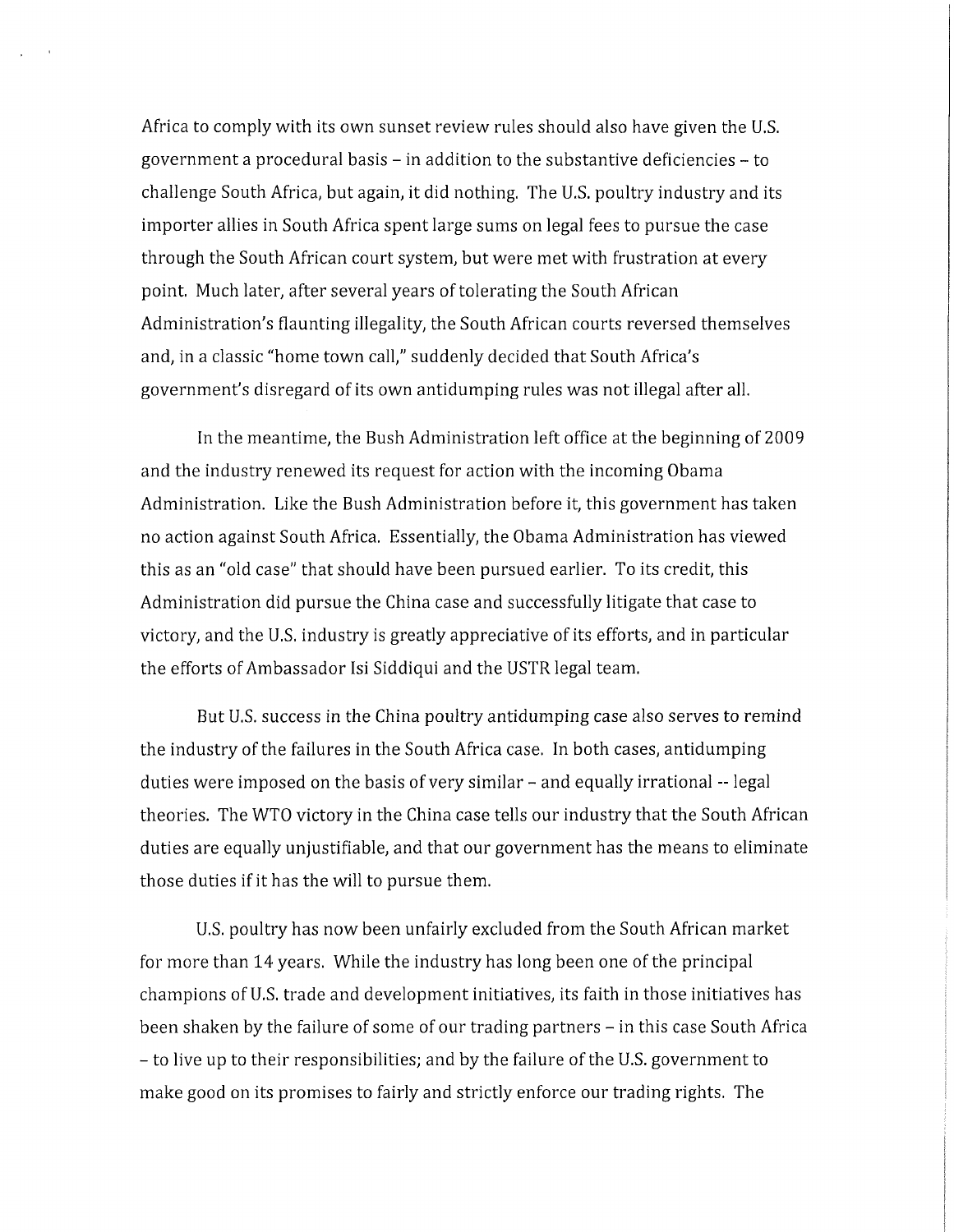Africa to comply with its own sunset review rules should also have given the U.S. government a procedural basis – in addition to the substantive deficiencies – to challenge South Africa, but again, it did nothing. The U.S. poultry industry and its importer allies in South Africa spent large sums on legal fees to pursue the case through the South African court system, but were met with frustration at every point. Much later, after several years of tolerating the South African Administration's flaunting illegality, the South African courts reversed themselves and, in a classic "home town call," suddenly decided that South Africa's government's disregard of its own antidumping rules was not illegal after all.

In the meantime, the Bush Administration left office at the beginning of 2009 and the industry renewed its request for action with the incoming Obama Administration. Like the Bush Administration before it, this government has taken no action against South Africa. Essentially, the Obama Administration has viewed this as an "old case" that should have been pursued earlier. To its credit, this Administration did pursue the China case and successfully litigate that case to victory, and the U.S. industry is greatly appreciative of its efforts, and in particular the efforts of Ambassador Isi Siddiqui and the USTR legal team.

But U.S. success in the China poultry antidumping case also serves to remind the industry of the failures in the South Africa case. In both cases, antidumping duties were imposed on the basis of very similar – and equally irrational -- legal theories. The WTO victory in the China case tells our industry that the South African duties are equally unjustifiable, and that our government has the means to eliminate those duties if it has the will to pursue them.

U.S. poultry has now been unfairly excluded from the South African market for more than 14 years. While the industry has long been one of the principal champions of U.S. trade and development initiatives, its faith in those initiatives has been shaken by the failure of some of our trading partners – in this case South Africa – to live up to their responsibilities; and by the failure of the U.S. government to make good on its promises to fairly and strictly enforce our trading rights. The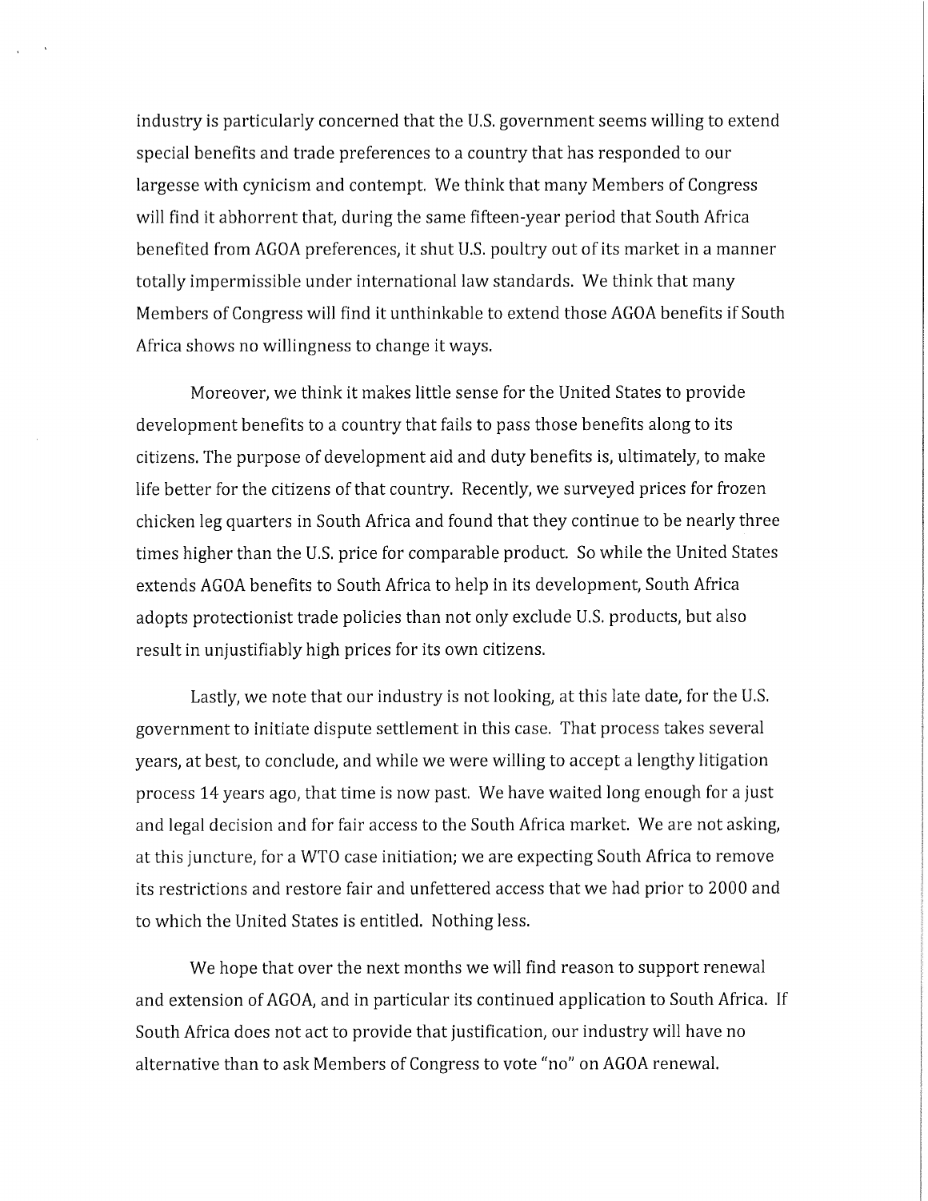industry is particularly concerned that the U.S. government seems willing to extend special benefits and trade preferences to a country that has responded to our largesse with cynicism and contempt. We think that many Members of Congress will find it abhorrent that, during the same fifteen-year period that South Africa benefited from AGOA preferences, it shut U.S. poultry out of its market in a manner totally impermissible under international law standards. We think that many Members of Congress will find it unthinkable to extend those AGOA benefits if South Africa shows no willingness to change it ways.

Moreover, we think it makes little sense for the United States to provide development benefits to a country that fails to pass those benefits along to its citizens. The purpose of development aid and duty benefits is, ultimately, to make life better for the citizens of that country. Recently, we surveyed prices for frozen chicken leg quarters in South Africa and found that they continue to be nearly three times higher than the U.S. price for comparable product. So while the United States extends AGOA benefits to South Africa to help in its development, South Africa adopts protectionist trade policies than not only exclude U.S. products, but also result in unjustifiably high prices for its own citizens.

Lastly, we note that our industry is not looking, at this late date, for the U.S. government to initiate dispute settlement in this case. That process takes several years, at best, to conclude, and while we were willing to accept a lengthy litigation process 14 years ago, that time is now past. We have waited long enough for a just and legal decision and for fair access to the South Africa market. We are not asking, at this juncture, for a WTO case initiation; we are expecting South Africa to remove its restrictions and restore fair and unfettered access that we had prior to 2000 and to which the United States is entitled. Nothing less.

We hope that over the next months we will find reason to support renewal and extension of AGOA, and in particular its continued application to South Africa. If South Africa does not act to provide that justification, our industry will have no alternative than to ask Members of Congress to vote "no" on AGOA renewal.